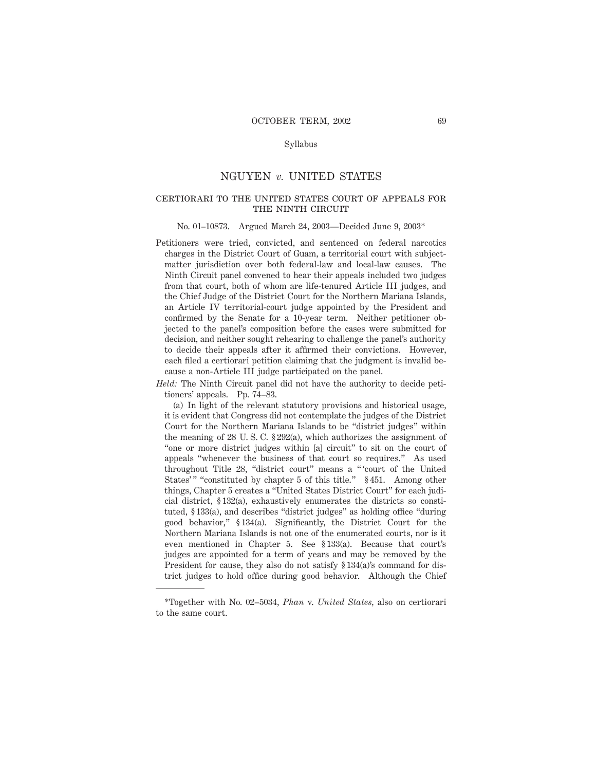Syllabus

# NGUYEN *v.* UNITED STATES

## CERTIORARI TO THE UNITED STATES COURT OF APPEALS FOR THE NINTH CIRCUIT

No. 01–10873. Argued March 24, 2003—Decided June 9, 2003*

Petitioners were tried, convicted, and sentenced on federal narcotics charges in the District Court of Guam, a territorial court with subject-matter jurisdiction over both federal-law and local-law causes. The Ninth Circuit panel convened to hear their appeals included two judges from that court, both of whom are life-tenured Article III judges, and the Chief Judge of the District Court for the Northern Mariana Islands, an Article IV territorial-court judge appointed by the President and confirmed by the Senate for a 10-year term. Neither petitioner objected to the panel's composition before the cases were submitted for decision, and neither sought rehearing to challenge the panel's authority to decide their appeals after it affirmed their convictions. However, each filed a certiorari petition claiming that the judgment is invalid because a non-Article III judge participated on the panel.

*Held:* The Ninth Circuit panel did not have the authority to decide petitioners' appeals. Pp. 74–83.

(a) In light of the relevant statutory provisions and historical usage, it is evident that Congress did not contemplate the judges of the District Court for the Northern Mariana Islands to be "district judges" within the meaning of 28 U. S. C. § 292(a), which authorizes the assignment of "one or more district judges within [a] circuit" to sit on the court of appeals "whenever the business of that court so requires." As used throughout Title 28, "district court" means a " 'court of the United States' " "constituted by chapter 5 of this title." § 451. Among other things, Chapter 5 creates a "United States District Court" for each judicial district, § 132(a), exhaustively enumerates the districts so constituted, § 133(a), and describes "district judges" as holding office "during good behavior," § 134(a). Significantly, the District Court for the Northern Mariana Islands is not one of the enumerated courts, nor is it even mentioned in Chapter 5. See § 133(a). Because that court's judges are appointed for a term of years and may be removed by the President for cause, they also do not satisfy § 134(a)'s command for district judges to hold office during good behavior. Although the Chief

---

*Together with No. 02–5034, *Phan* v. *United States*, also on certiorari to the same court.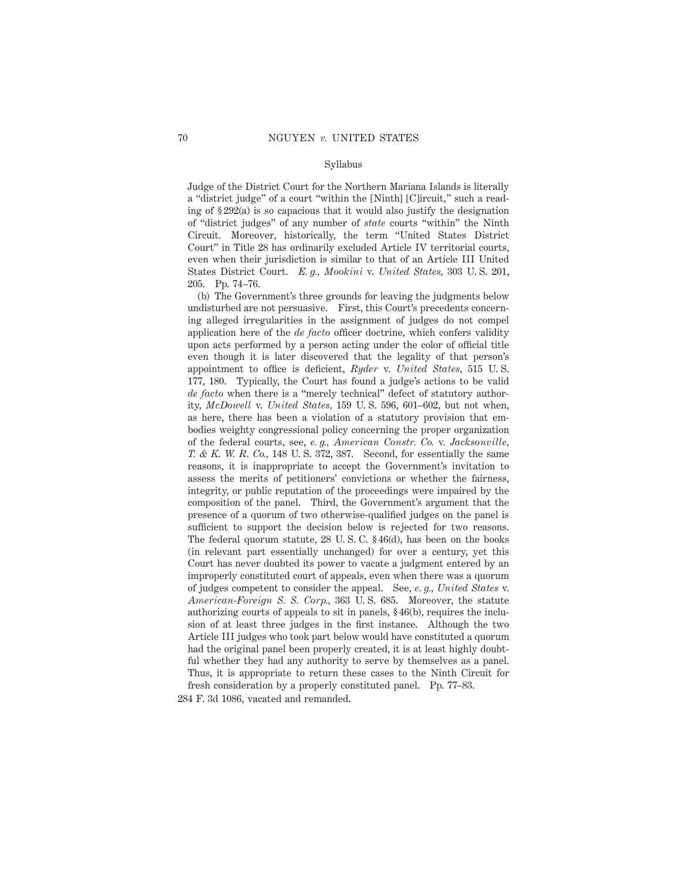Judge of the District Court for the Northern Mariana Islands is literally a "district judge" of a court "within the [Ninth] [C]ircuit," such a reading of § 292(a) is so capacious that it would also justify the designation of "district judges" of any number of *state* courts "within" the Ninth Circuit. Moreover, historically, the term "United States District Court" in Title 28 has ordinarily excluded Article IV territorial courts, even when their jurisdiction is similar to that of an Article III United States District Court. *E. g., Mookini* v. *United States,* 303 U. S. 201, 205. Pp. 74–76.

(b) The Government's three grounds for leaving the judgments below undisturbed are not persuasive. First, this Court's precedents concerning alleged irregularities in the assignment of judges do not compel application here of the *de facto* officer doctrine, which confers validity upon acts performed by a person acting under the color of official title even though it is later discovered that the legality of that person's appointment to office is deficient, *Ryder* v. *United States,* 515 U. S. 177, 180. Typically, the Court has found a judge's actions to be valid *de facto* when there is a "merely technical" defect of statutory authority, *McDowell* v. *United States,* 159 U. S. 596, 601–602, but not when, as here, there has been a violation of a statutory provision that embodies weighty congressional policy concerning the proper organization of the federal courts, see, *e. g., American Constr. Co.* v. *Jacksonville, T. & K. W. R. Co.,* 148 U. S. 372, 387. Second, for essentially the same reasons, it is inappropriate to accept the Government's invitation to assess the merits of petitioners' convictions or whether the fairness, integrity, or public reputation of the proceedings were impaired by the composition of the panel. Third, the Government's argument that the presence of a quorum of two otherwise-qualified judges on the panel is sufficient to support the decision below is rejected for two reasons. The federal quorum statute, 28 U. S. C. § 46(d), has been on the books (in relevant part essentially unchanged) for over a century, yet this Court has never doubted its power to vacate a judgment entered by an improperly constituted court of appeals, even when there was a quorum of judges competent to consider the appeal. See, *e. g., United States* v. *American-Foreign S. S. Corp.,* 363 U. S. 685. Moreover, the statute authorizing courts of appeals to sit in panels, § 46(b), requires the inclusion of at least three judges in the first instance. Although the two Article III judges who took part below would have constituted a quorum had the original panel been properly created, it is at least highly doubtful whether they had any authority to serve by themselves as a panel. Thus, it is appropriate to return these cases to the Ninth Circuit for fresh consideration by a properly constituted panel. Pp. 77–83.

284 F. 3d 1086, vacated and remanded.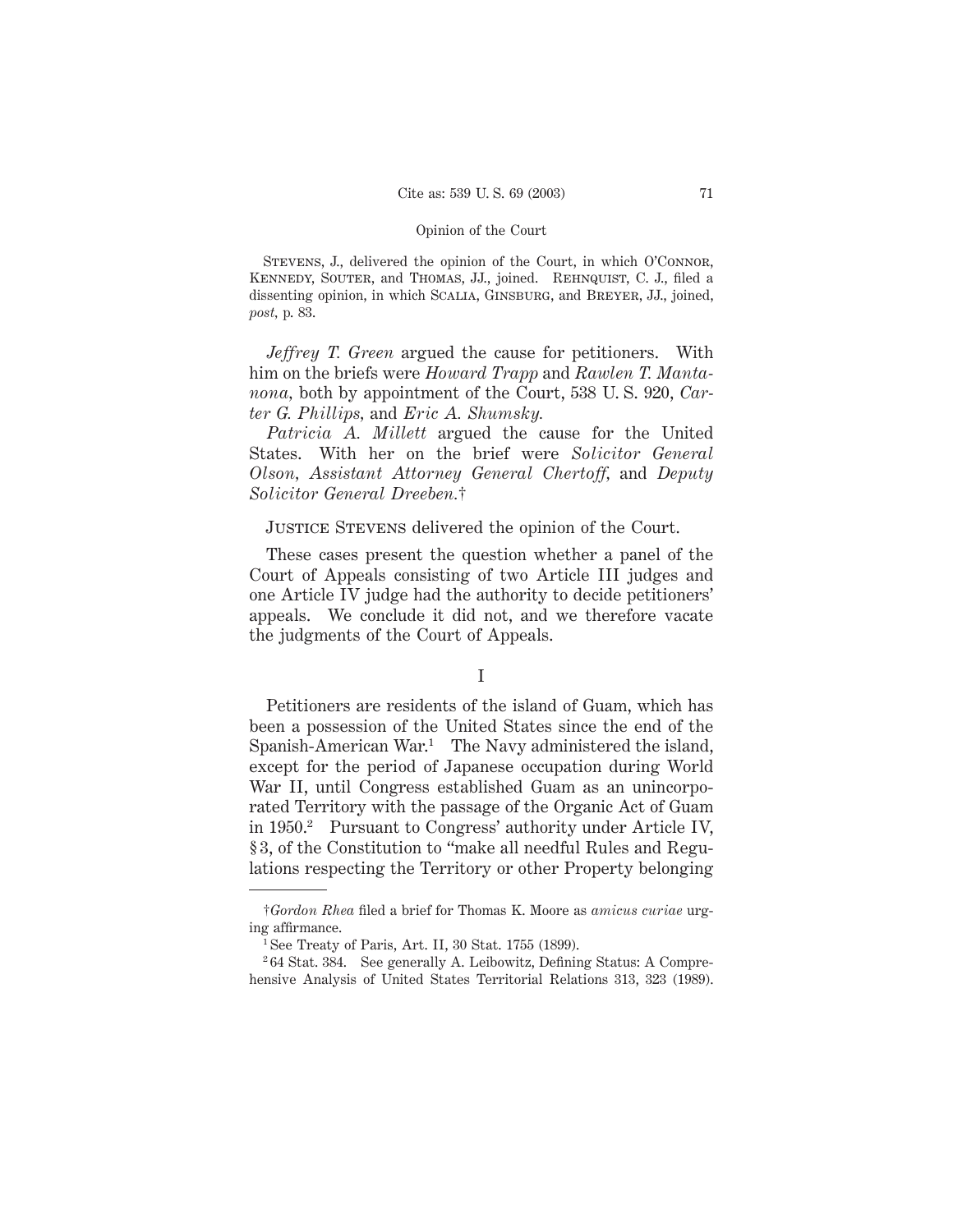STEVENS, J., delivered the opinion of the Court, in which O'CONNOR, KENNEDY, SOUTER, and THOMAS, JJ., joined. REHNQUIST, C. J., filed a dissenting opinion, in which SCALIA, GINSBURG, and BREYER, JJ., joined, *post,* p. 83.

*Jeffrey T. Green* argued the cause for petitioners. With him on the briefs were *Howard Trapp* and *Rawlen T. Mantanona*, both by appointment of the Court, 538 U. S. 920, *Carter G. Phillips*, and *Eric A. Shumsky.*

*Patricia A. Millett* argued the cause for the United States. With her on the brief were *Solicitor General Olson*, *Assistant Attorney General Chertoff,* and *Deputy Solicitor General Dreeben.*†

JUSTICE STEVENS delivered the opinion of the Court.

These cases present the question whether a panel of the Court of Appeals consisting of two Article III judges and one Article IV judge had the authority to decide petitioners' appeals. We conclude it did not, and we therefore vacate the judgments of the Court of Appeals.

## I

Petitioners are residents of the island of Guam, which has been a possession of the United States since the end of the Spanish-American War.[1] The Navy administered the island, except for the period of Japanese occupation during World War II, until Congress established Guam as an unincorporated Territory with the passage of the Organic Act of Guam in 1950.[2] Pursuant to Congress' authority under Article IV, § 3, of the Constitution to "make all needful Rules and Regulations respecting the Territory or other Property belonging

---

†*Gordon Rhea* filed a brief for Thomas K. Moore as *amicus curiae* urging affirmance.

[1] See Treaty of Paris, Art. II, 30 Stat. 1755 (1899).

[2] 64 Stat. 384. See generally A. Leibowitz, Defining Status: A Comprehensive Analysis of United States Territorial Relations 313, 323 (1989).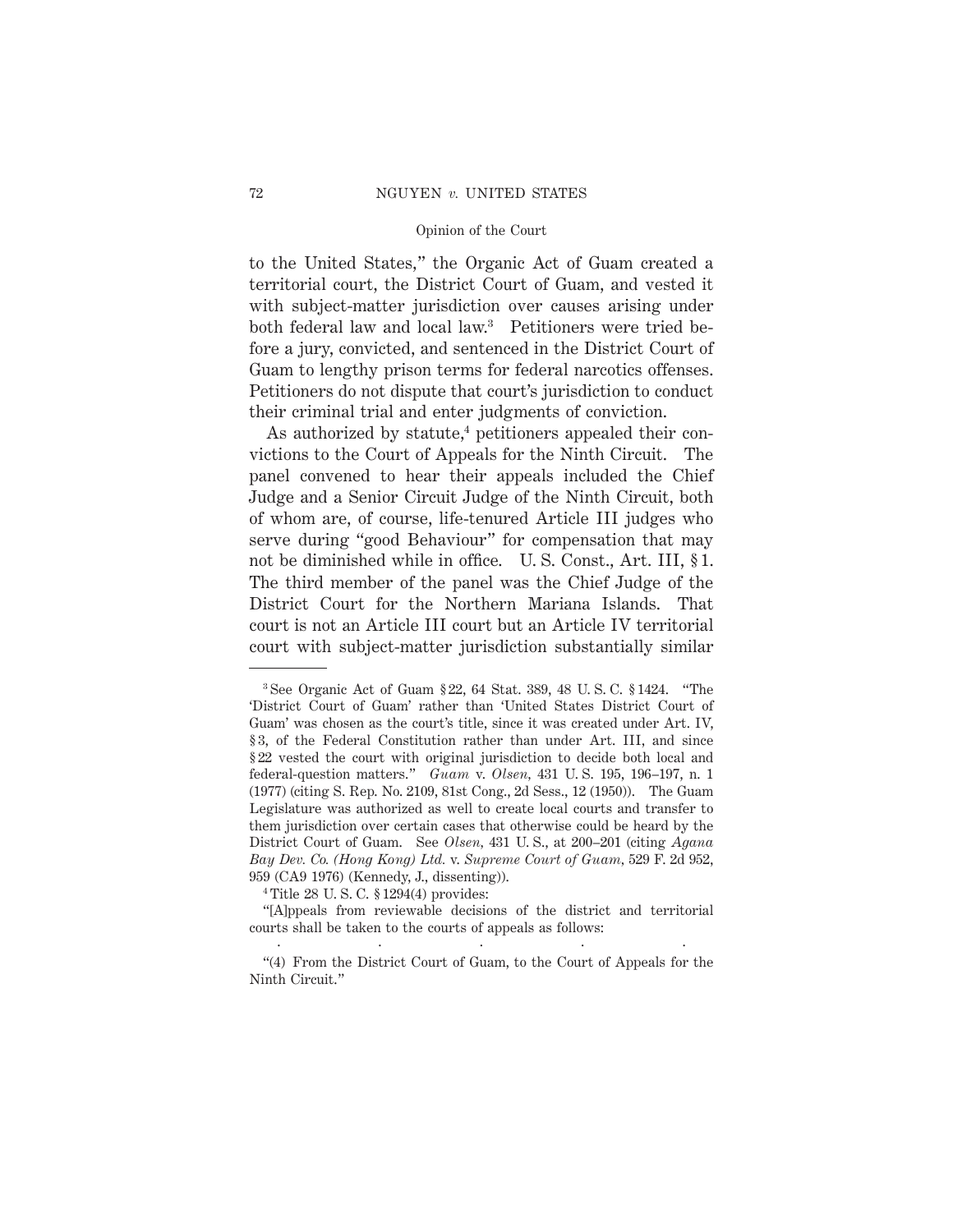to the United States," the Organic Act of Guam created a territorial court, the District Court of Guam, and vested it with subject-matter jurisdiction over causes arising under both federal law and local law.[3] Petitioners were tried before a jury, convicted, and sentenced in the District Court of Guam to lengthy prison terms for federal narcotics offenses. Petitioners do not dispute that court's jurisdiction to conduct their criminal trial and enter judgments of conviction.

As authorized by statute,[4] petitioners appealed their convictions to the Court of Appeals for the Ninth Circuit. The panel convened to hear their appeals included the Chief Judge and a Senior Circuit Judge of the Ninth Circuit, both of whom are, of course, life-tenured Article III judges who serve during "good Behaviour" for compensation that may not be diminished while in office. U. S. Const., Art. III, § 1. The third member of the panel was the Chief Judge of the District Court for the Northern Mariana Islands. That court is not an Article III court but an Article IV territorial court with subject-matter jurisdiction substantially similar

---

[3] See Organic Act of Guam § 22, 64 Stat. 389, 48 U. S. C. § 1424. "The 'District Court of Guam' rather than 'United States District Court of Guam' was chosen as the court's title, since it was created under Art. IV, § 3, of the Federal Constitution rather than under Art. III, and since § 22 vested the court with original jurisdiction to decide both local and federal-question matters." *Guam* v. *Olsen,* 431 U. S. 195, 196–197, n. 1 (1977) (citing S. Rep. No. 2109, 81st Cong., 2d Sess., 12 (1950)). The Guam Legislature was authorized as well to create local courts and transfer to them jurisdiction over certain cases that otherwise could be heard by the District Court of Guam. See *Olsen,* 431 U. S., at 200–201 (citing *Agana Bay Dev. Co. (Hong Kong) Ltd.* v. *Supreme Court of Guam,* 529 F. 2d 952, 959 (CA9 1976) (Kennedy, J., dissenting)).

[4] Title 28 U. S. C. § 1294(4) provides:

"[A]ppeals from reviewable decisions of the district and territorial courts shall be taken to the courts of appeals as follows:

. . . . .

"(4) From the District Court of Guam, to the Court of Appeals for the Ninth Circuit."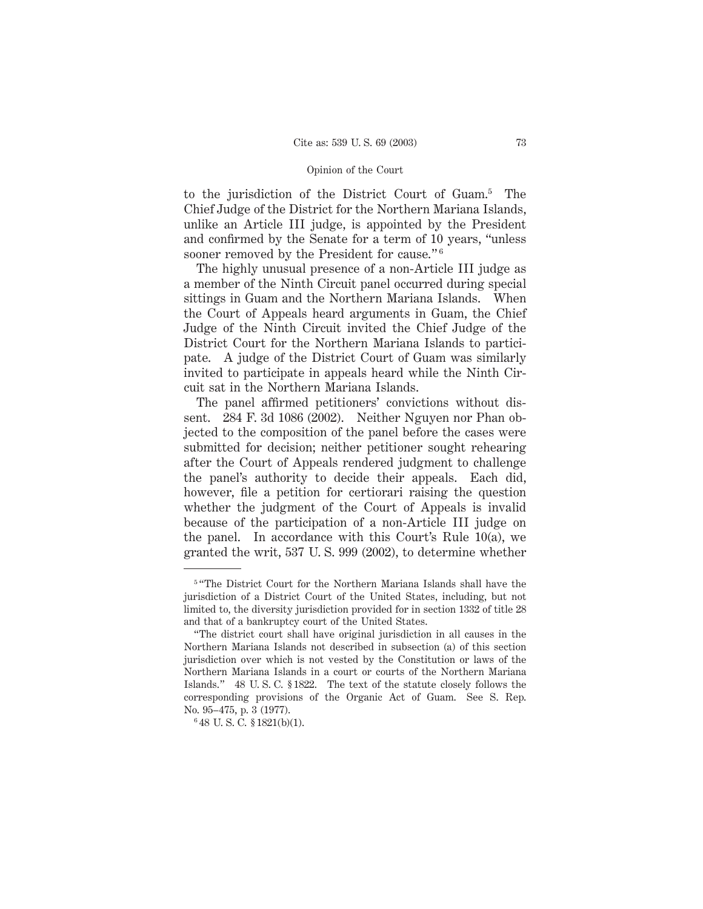to the jurisdiction of the District Court of Guam.[5] The Chief Judge of the District for the Northern Mariana Islands, unlike an Article III judge, is appointed by the President and confirmed by the Senate for a term of 10 years, "unless sooner removed by the President for cause."[6]

The highly unusual presence of a non-Article III judge as a member of the Ninth Circuit panel occurred during special sittings in Guam and the Northern Mariana Islands. When the Court of Appeals heard arguments in Guam, the Chief Judge of the Ninth Circuit invited the Chief Judge of the District Court for the Northern Mariana Islands to participate. A judge of the District Court of Guam was similarly invited to participate in appeals heard while the Ninth Circuit sat in the Northern Mariana Islands.

The panel affirmed petitioners' convictions without dissent. 284 F. 3d 1086 (2002). Neither Nguyen nor Phan objected to the composition of the panel before the cases were submitted for decision; neither petitioner sought rehearing after the Court of Appeals rendered judgment to challenge the panel's authority to decide their appeals. Each did, however, file a petition for certiorari raising the question whether the judgment of the Court of Appeals is invalid because of the participation of a non-Article III judge on the panel. In accordance with this Court's Rule 10(a), we granted the writ, 537 U. S. 999 (2002), to determine whether

---

[5] "The District Court for the Northern Mariana Islands shall have the jurisdiction of a District Court of the United States, including, but not limited to, the diversity jurisdiction provided for in section 1332 of title 28 and that of a bankruptcy court of the United States.

"The district court shall have original jurisdiction in all causes in the Northern Mariana Islands not described in subsection (a) of this section jurisdiction over which is not vested by the Constitution or laws of the Northern Mariana Islands in a court or courts of the Northern Mariana Islands." 48 U. S. C. § 1822. The text of the statute closely follows the corresponding provisions of the Organic Act of Guam. See S. Rep. No. 95–475, p. 3 (1977).

[6] 48 U. S. C. § 1821(b)(1).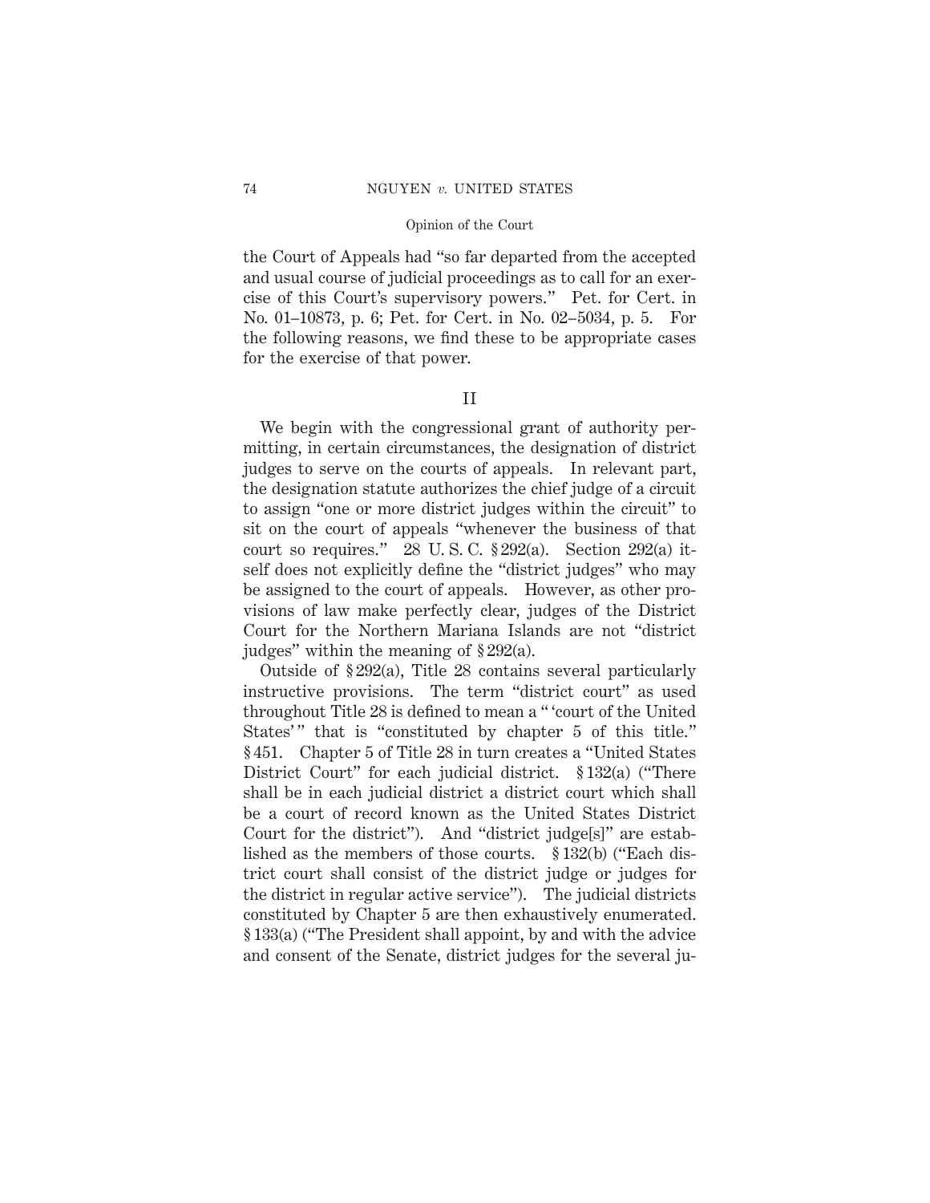the Court of Appeals had "so far departed from the accepted and usual course of judicial proceedings as to call for an exercise of this Court's supervisory powers." Pet. for Cert. in No. 01–10873, p. 6; Pet. for Cert. in No. 02–5034, p. 5. For the following reasons, we find these to be appropriate cases for the exercise of that power.

## II

We begin with the congressional grant of authority permitting, in certain circumstances, the designation of district judges to serve on the courts of appeals. In relevant part, the designation statute authorizes the chief judge of a circuit to assign "one or more district judges within the circuit" to sit on the court of appeals "whenever the business of that court so requires." 28 U. S. C. § 292(a). Section 292(a) itself does not explicitly define the "district judges" who may be assigned to the court of appeals. However, as other provisions of law make perfectly clear, judges of the District Court for the Northern Mariana Islands are not "district judges" within the meaning of § 292(a).

Outside of § 292(a), Title 28 contains several particularly instructive provisions. The term "district court" as used throughout Title 28 is defined to mean a " 'court of the United States' " that is "constituted by chapter 5 of this title." § 451. Chapter 5 of Title 28 in turn creates a "United States District Court" for each judicial district. § 132(a) ("There shall be in each judicial district a district court which shall be a court of record known as the United States District Court for the district"). And "district judge[s]" are established as the members of those courts. § 132(b) ("Each district court shall consist of the district judge or judges for the district in regular active service"). The judicial districts constituted by Chapter 5 are then exhaustively enumerated. § 133(a) ("The President shall appoint, by and with the advice and consent of the Senate, district judges for the several ju-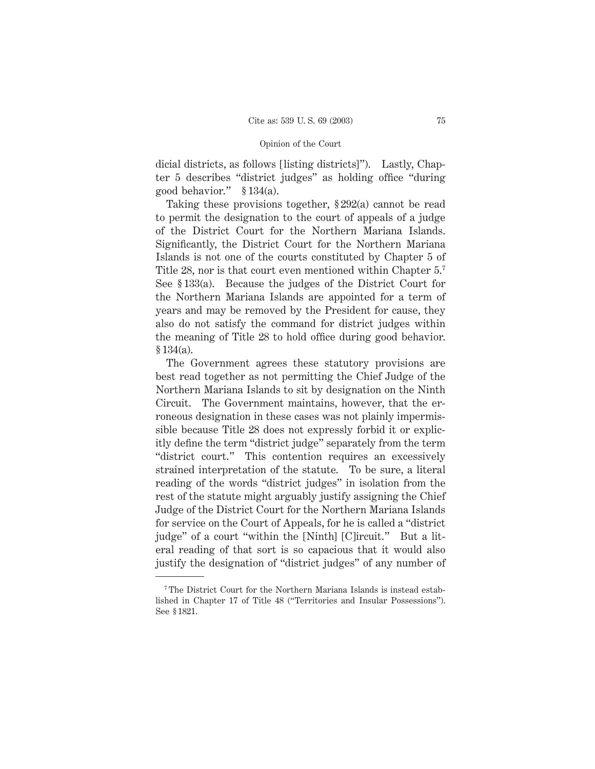dicial districts, as follows [listing districts]"). Lastly, Chapter 5 describes "district judges" as holding office "during good behavior." § 134(a).

Taking these provisions together, § 292(a) cannot be read to permit the designation to the court of appeals of a judge of the District Court for the Northern Mariana Islands. Significantly, the District Court for the Northern Mariana Islands is not one of the courts constituted by Chapter 5 of Title 28, nor is that court even mentioned within Chapter 5.[7] See § 133(a). Because the judges of the District Court for the Northern Mariana Islands are appointed for a term of years and may be removed by the President for cause, they also do not satisfy the command for district judges within the meaning of Title 28 to hold office during good behavior. § 134(a).

The Government agrees these statutory provisions are best read together as not permitting the Chief Judge of the Northern Mariana Islands to sit by designation on the Ninth Circuit. The Government maintains, however, that the erroneous designation in these cases was not plainly impermissible because Title 28 does not expressly forbid it or explicitly define the term "district judge" separately from the term "district court." This contention requires an excessively strained interpretation of the statute. To be sure, a literal reading of the words "district judges" in isolation from the rest of the statute might arguably justify assigning the Chief Judge of the District Court for the Northern Mariana Islands for service on the Court of Appeals, for he is called a "district judge" of a court "within the [Ninth] [C]ircuit." But a literal reading of that sort is so capacious that it would also justify the designation of "district judges" of any number of

---

[7] The District Court for the Northern Mariana Islands is instead established in Chapter 17 of Title 48 ("Territories and Insular Possessions"). See § 1821.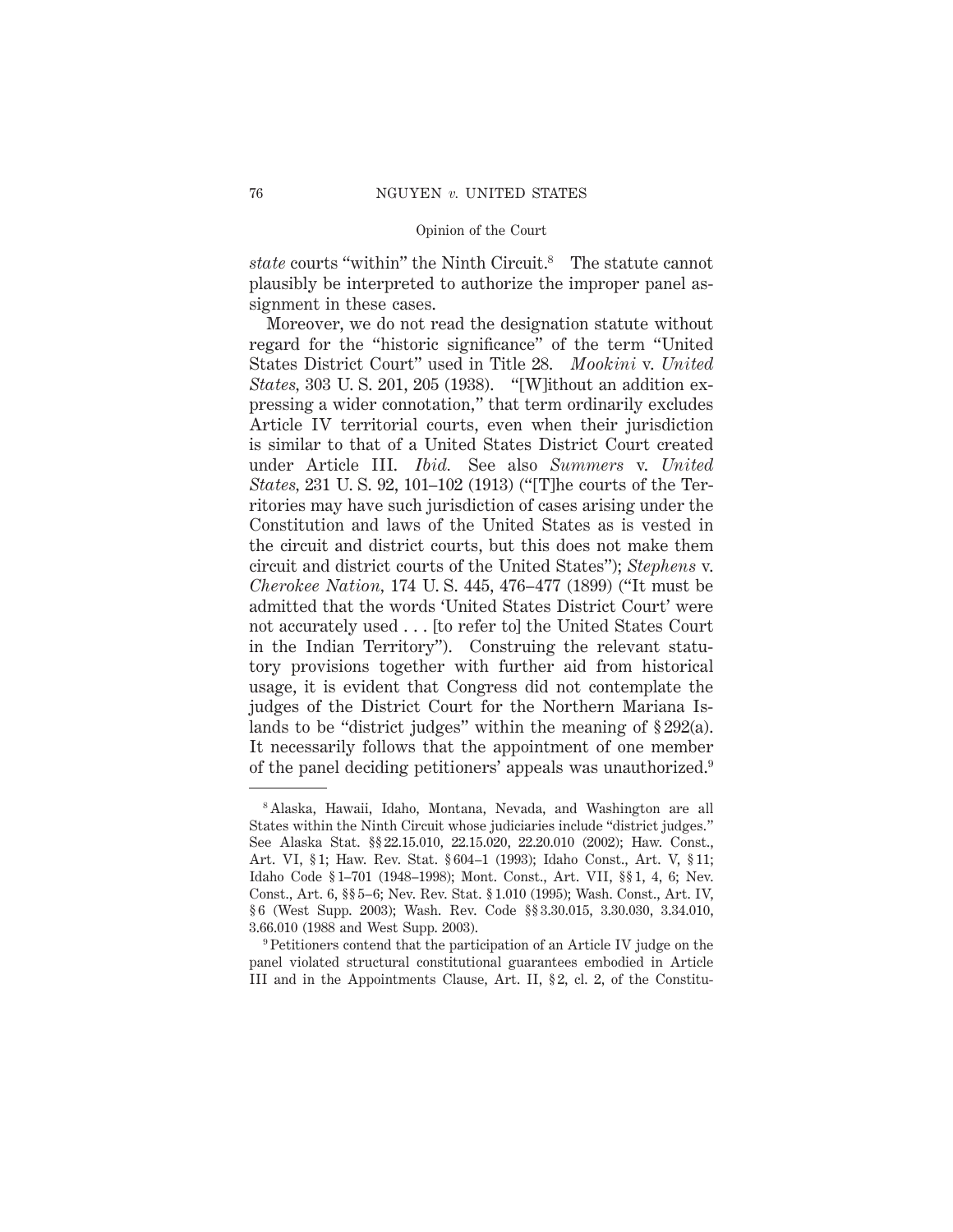*state* courts "within" the Ninth Circuit.[8] The statute cannot plausibly be interpreted to authorize the improper panel assignment in these cases.

Moreover, we do not read the designation statute without regard for the "historic significance" of the term "United States District Court" used in Title 28. *Mookini* v. *United States*, 303 U. S. 201, 205 (1938). "[W]ithout an addition expressing a wider connotation," that term ordinarily excludes Article IV territorial courts, even when their jurisdiction is similar to that of a United States District Court created under Article III. *Ibid.* See also *Summers* v. *United States*, 231 U. S. 92, 101–102 (1913) ("[T]he courts of the Territories may have such jurisdiction of cases arising under the Constitution and laws of the United States as is vested in the circuit and district courts, but this does not make them circuit and district courts of the United States"); *Stephens* v. *Cherokee Nation*, 174 U. S. 445, 476–477 (1899) ("It must be admitted that the words 'United States District Court' were not accurately used . . . [to refer to] the United States Court in the Indian Territory"). Construing the relevant statutory provisions together with further aid from historical usage, it is evident that Congress did not contemplate the judges of the District Court for the Northern Mariana Islands to be "district judges" within the meaning of § 292(a). It necessarily follows that the appointment of one member of the panel deciding petitioners' appeals was unauthorized.[9]

---

[8] Alaska, Hawaii, Idaho, Montana, Nevada, and Washington are all States within the Ninth Circuit whose judiciaries include "district judges." See Alaska Stat. §§ 22.15.010, 22.15.020, 22.20.010 (2002); Haw. Const., Art. VI, § 1; Haw. Rev. Stat. § 604–1 (1993); Idaho Const., Art. V, § 11; Idaho Code § 1–701 (1948–1998); Mont. Const., Art. VII, §§ 1, 4, 6; Nev. Const., Art. 6, §§ 5–6; Nev. Rev. Stat. § 1.010 (1995); Wash. Const., Art. IV, § 6 (West Supp. 2003); Wash. Rev. Code §§ 3.30.015, 3.30.030, 3.34.010, 3.66.010 (1988 and West Supp. 2003).

[9] Petitioners contend that the participation of an Article IV judge on the panel violated structural constitutional guarantees embodied in Article III and in the Appointments Clause, Art. II, § 2, cl. 2, of the Constitu-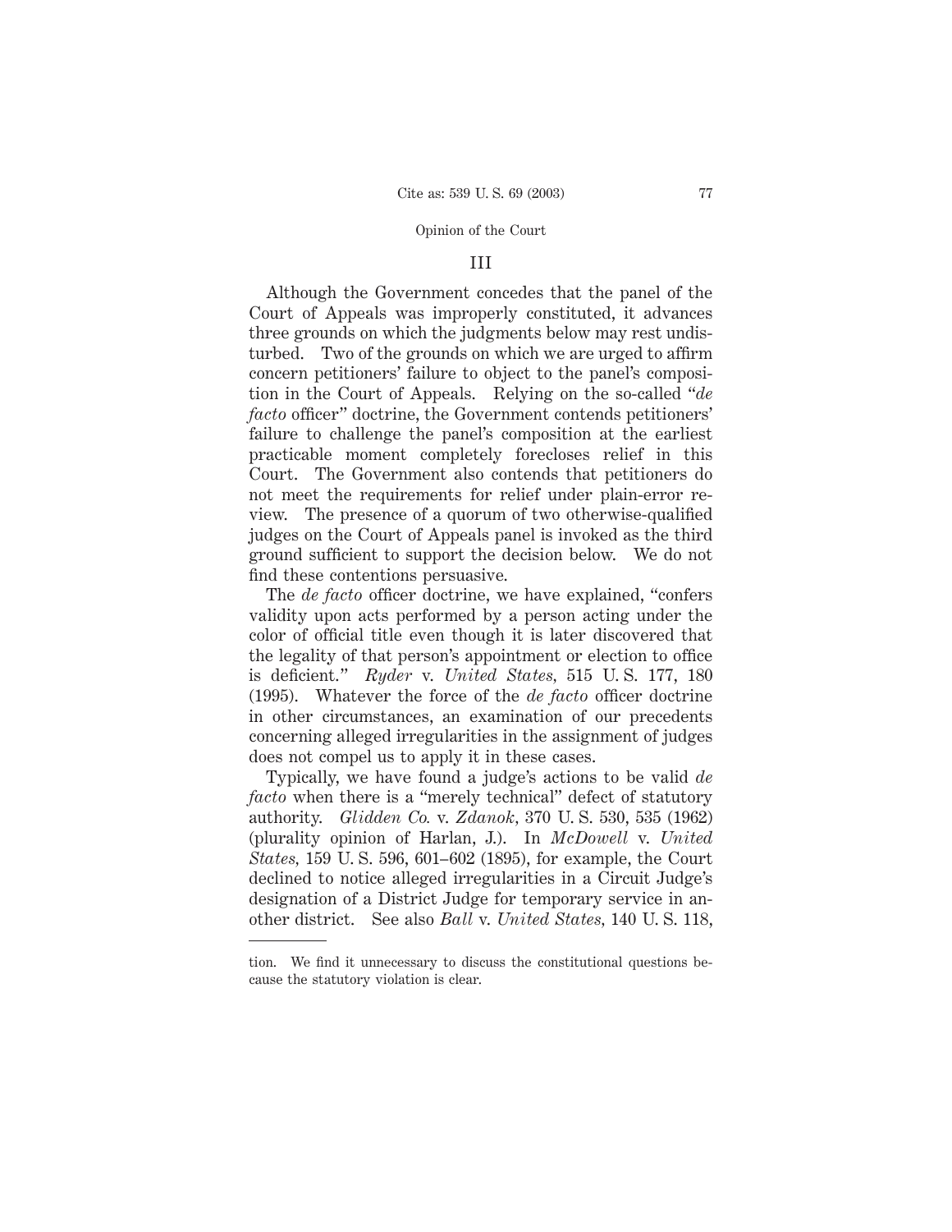### III

Although the Government concedes that the panel of the Court of Appeals was improperly constituted, it advances three grounds on which the judgments below may rest undisturbed. Two of the grounds on which we are urged to affirm concern petitioners' failure to object to the panel's composition in the Court of Appeals. Relying on the so-called "*de facto* officer" doctrine, the Government contends petitioners' failure to challenge the panel's composition at the earliest practicable moment completely forecloses relief in this Court. The Government also contends that petitioners do not meet the requirements for relief under plain-error review. The presence of a quorum of two otherwise-qualified judges on the Court of Appeals panel is invoked as the third ground sufficient to support the decision below. We do not find these contentions persuasive.

The *de facto* officer doctrine, we have explained, "confers validity upon acts performed by a person acting under the color of official title even though it is later discovered that the legality of that person's appointment or election to office is deficient." *Ryder* v. *United States*, 515 U. S. 177, 180 (1995). Whatever the force of the *de facto* officer doctrine in other circumstances, an examination of our precedents concerning alleged irregularities in the assignment of judges does not compel us to apply it in these cases.

Typically, we have found a judge's actions to be valid *de facto* when there is a "merely technical" defect of statutory authority. *Glidden Co.* v. *Zdanok*, 370 U. S. 530, 535 (1962) (plurality opinion of Harlan, J.). In *McDowell* v. *United States*, 159 U. S. 596, 601–602 (1895), for example, the Court declined to notice alleged irregularities in a Circuit Judge's designation of a District Judge for temporary service in another district. See also *Ball* v. *United States*, 140 U. S. 118,

---

tion. We find it unnecessary to discuss the constitutional questions because the statutory violation is clear.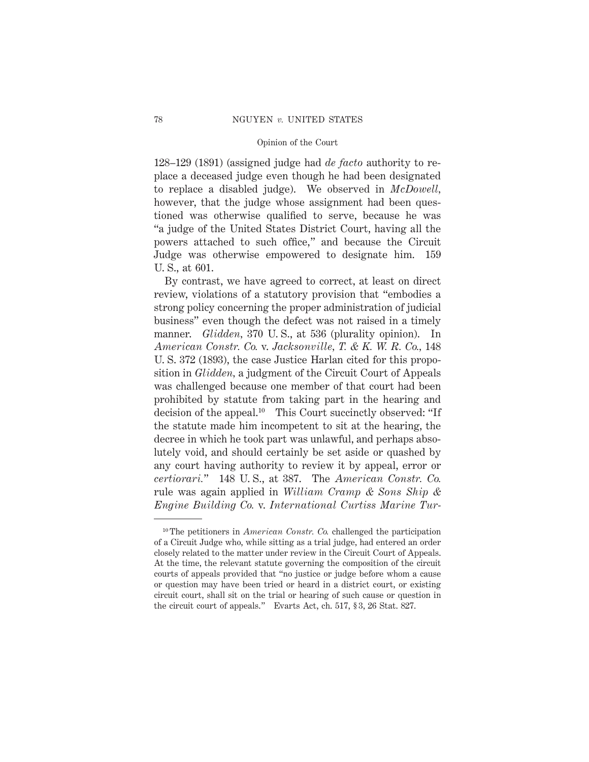128–129 (1891) (assigned judge had *de facto* authority to replace a deceased judge even though he had been designated to replace a disabled judge). We observed in *McDowell*, however, that the judge whose assignment had been questioned was otherwise qualified to serve, because he was "a judge of the United States District Court, having all the powers attached to such office," and because the Circuit Judge was otherwise empowered to designate him. 159 U. S., at 601.

By contrast, we have agreed to correct, at least on direct review, violations of a statutory provision that "embodies a strong policy concerning the proper administration of judicial business" even though the defect was not raised in a timely manner. *Glidden*, 370 U. S., at 536 (plurality opinion). In *American Constr. Co.* v. *Jacksonville, T. & K. W. R. Co.*, 148 U. S. 372 (1893), the case Justice Harlan cited for this proposition in *Glidden*, a judgment of the Circuit Court of Appeals was challenged because one member of that court had been prohibited by statute from taking part in the hearing and decision of the appeal.[10] This Court succinctly observed: "If the statute made him incompetent to sit at the hearing, the decree in which he took part was unlawful, and perhaps absolutely void, and should certainly be set aside or quashed by any court having authority to review it by appeal, error or *certiorari*." 148 U. S., at 387. The *American Constr. Co.* rule was again applied in *William Cramp & Sons Ship & Engine Building Co.* v. *International Curtiss Marine Tur-*

---

[10] The petitioners in *American Constr. Co.* challenged the participation of a Circuit Judge who, while sitting as a trial judge, had entered an order closely related to the matter under review in the Circuit Court of Appeals. At the time, the relevant statute governing the composition of the circuit courts of appeals provided that "no justice or judge before whom a cause or question may have been tried or heard in a district court, or existing circuit court, shall sit on the trial or hearing of such cause or question in the circuit court of appeals." Evarts Act, ch. 517, § 3, 26 Stat. 827.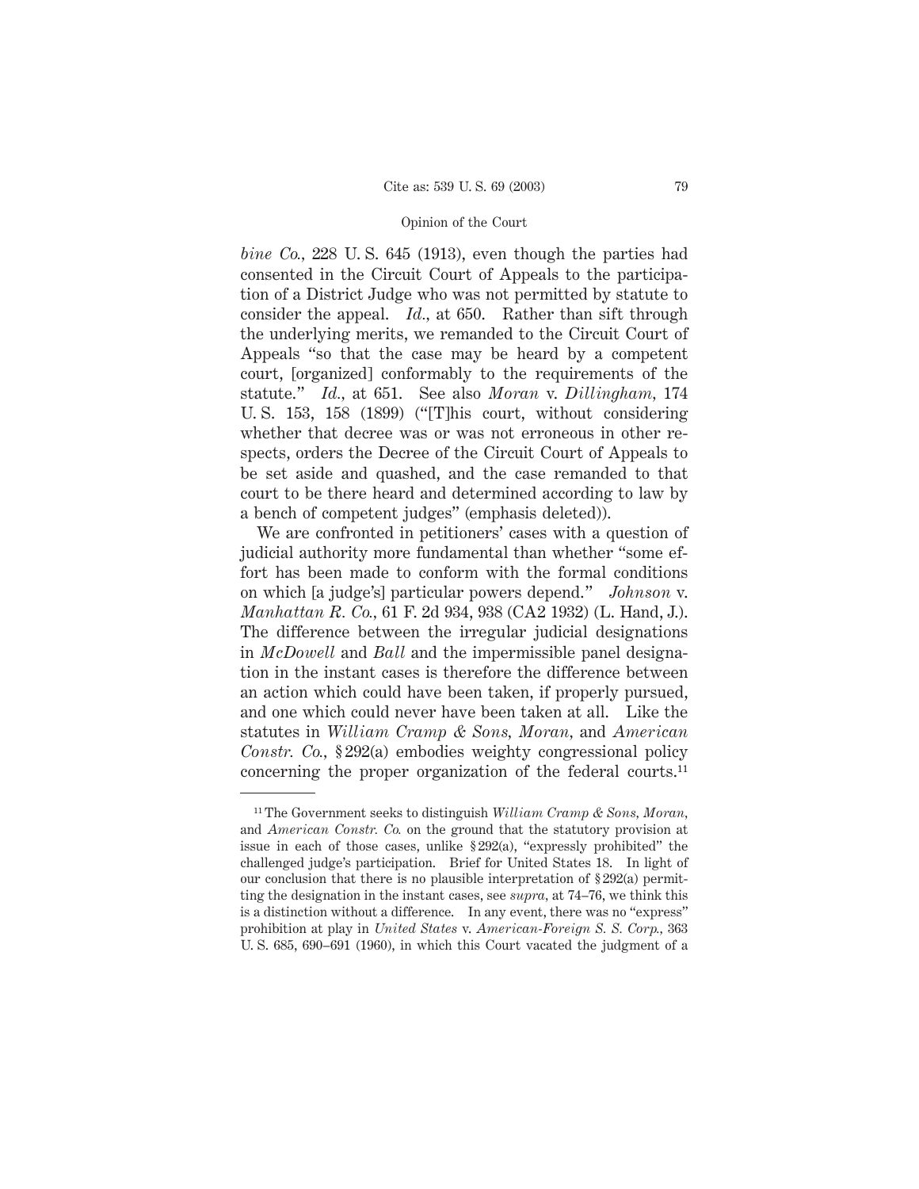*bine Co.*, 228 U. S. 645 (1913), even though the parties had consented in the Circuit Court of Appeals to the participation of a District Judge who was not permitted by statute to consider the appeal. *Id.*, at 650. Rather than sift through the underlying merits, we remanded to the Circuit Court of Appeals "so that the case may be heard by a competent court, [organized] conformably to the requirements of the statute." *Id.*, at 651. See also *Moran* v. *Dillingham*, 174 U. S. 153, 158 (1899) ("[T]his court, without considering whether that decree was or was not erroneous in other respects, orders the Decree of the Circuit Court of Appeals to be set aside and quashed, and the case remanded to that court to be there heard and determined according to law by a bench of competent judges" (emphasis deleted)).

We are confronted in petitioners' cases with a question of judicial authority more fundamental than whether "some effort has been made to conform with the formal conditions on which [a judge's] particular powers depend." *Johnson* v. *Manhattan R. Co.*, 61 F. 2d 934, 938 (CA2 1932) (L. Hand, J.). The difference between the irregular judicial designations in *McDowell* and *Ball* and the impermissible panel designation in the instant cases is therefore the difference between an action which could have been taken, if properly pursued, and one which could never have been taken at all. Like the statutes in *William Cramp & Sons*, *Moran*, and *American Constr. Co.*, § 292(a) embodies weighty congressional policy concerning the proper organization of the federal courts.[11]

---

[11] The Government seeks to distinguish *William Cramp & Sons*, *Moran*, and *American Constr. Co.* on the ground that the statutory provision at issue in each of those cases, unlike § 292(a), "expressly prohibited" the challenged judge's participation. Brief for United States 18. In light of our conclusion that there is no plausible interpretation of § 292(a) permitting the designation in the instant cases, see *supra*, at 74–76, we think this is a distinction without a difference. In any event, there was no "express" prohibition at play in *United States* v. *American-Foreign S. S. Corp.*, 363 U. S. 685, 690–691 (1960), in which this Court vacated the judgment of a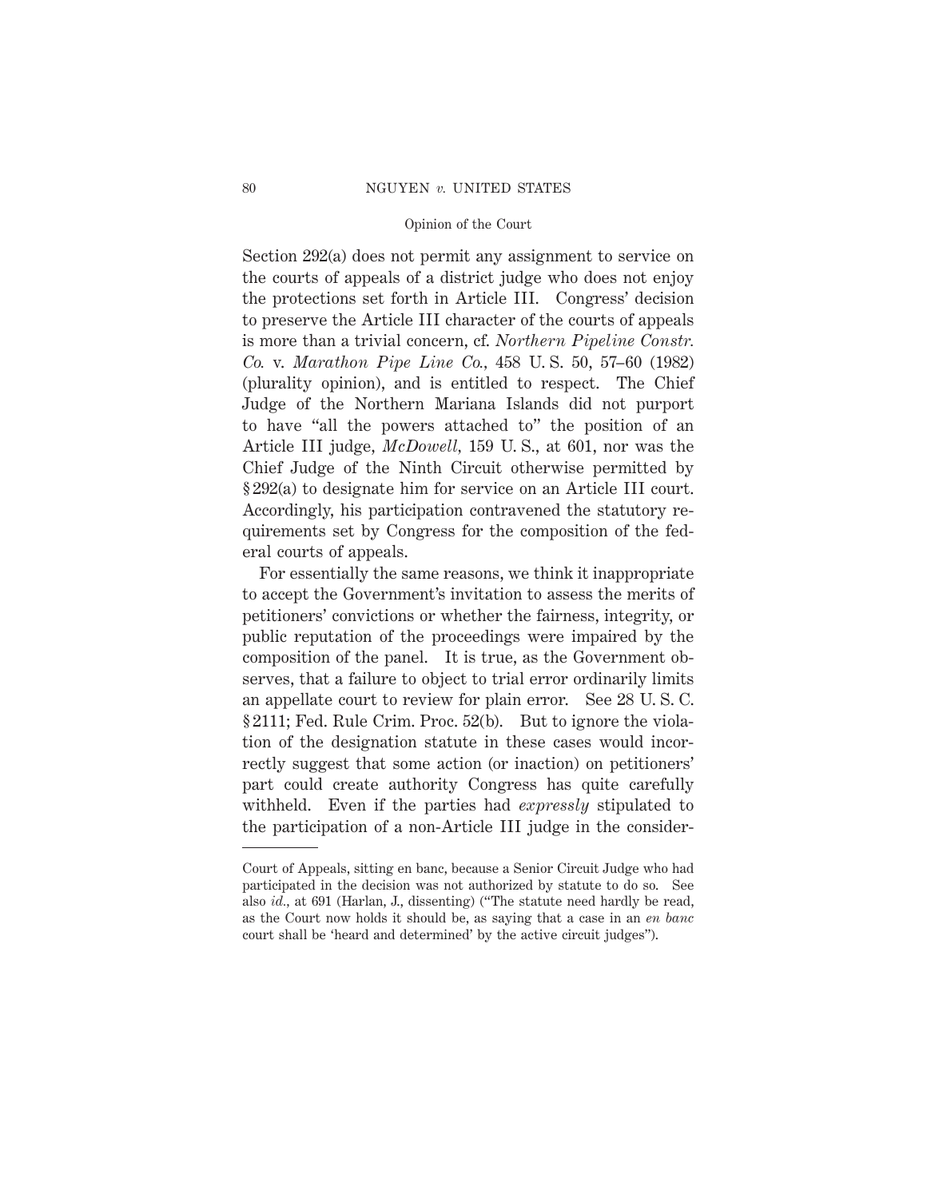Section 292(a) does not permit any assignment to service on the courts of appeals of a district judge who does not enjoy the protections set forth in Article III. Congress' decision to preserve the Article III character of the courts of appeals is more than a trivial concern, cf. *Northern Pipeline Constr. Co.* v. *Marathon Pipe Line Co.*, 458 U. S. 50, 57–60 (1982) (plurality opinion), and is entitled to respect. The Chief Judge of the Northern Mariana Islands did not purport to have "all the powers attached to" the position of an Article III judge, *McDowell*, 159 U. S., at 601, nor was the Chief Judge of the Ninth Circuit otherwise permitted by § 292(a) to designate him for service on an Article III court. Accordingly, his participation contravened the statutory requirements set by Congress for the composition of the federal courts of appeals.

For essentially the same reasons, we think it inappropriate to accept the Government's invitation to assess the merits of petitioners' convictions or whether the fairness, integrity, or public reputation of the proceedings were impaired by the composition of the panel. It is true, as the Government observes, that a failure to object to trial error ordinarily limits an appellate court to review for plain error. See 28 U. S. C. § 2111; Fed. Rule Crim. Proc. 52(b). But to ignore the violation of the designation statute in these cases would incorrectly suggest that some action (or inaction) on petitioners' part could create authority Congress has quite carefully withheld. Even if the parties had *expressly* stipulated to the participation of a non-Article III judge in the consider-

---

Court of Appeals, sitting en banc, because a Senior Circuit Judge who had participated in the decision was not authorized by statute to do so. See also *id.*, at 691 (Harlan, J., dissenting) ("The statute need hardly be read, as the Court now holds it should be, as saying that a case in an *en banc* court shall be 'heard and determined' by the active circuit judges").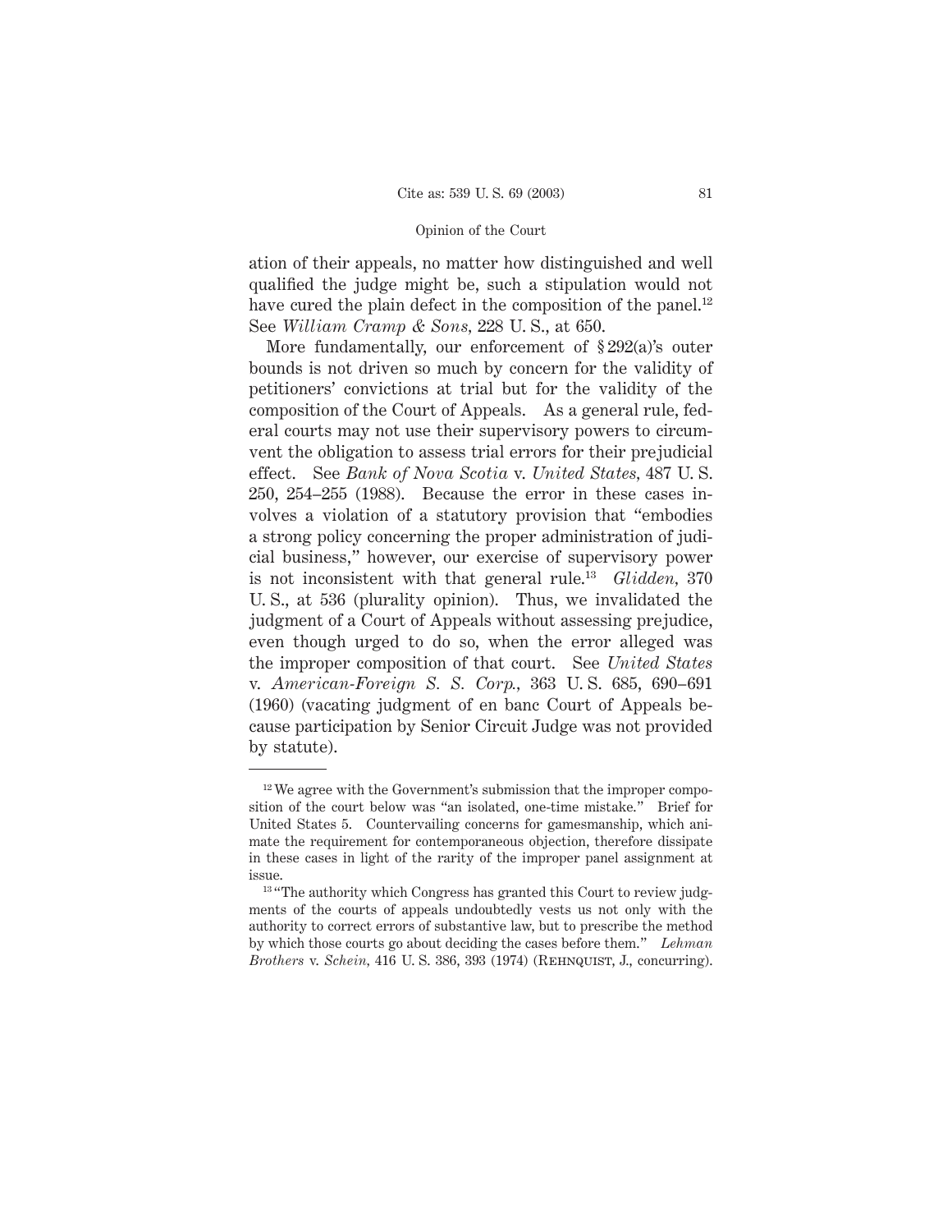ation of their appeals, no matter how distinguished and well qualified the judge might be, such a stipulation would not have cured the plain defect in the composition of the panel.[12] See *William Cramp & Sons*, 228 U. S., at 650.

More fundamentally, our enforcement of § 292(a)'s outer bounds is not driven so much by concern for the validity of petitioners' convictions at trial but for the validity of the composition of the Court of Appeals. As a general rule, federal courts may not use their supervisory powers to circumvent the obligation to assess trial errors for their prejudicial effect. See *Bank of Nova Scotia* v. *United States*, 487 U. S. 250, 254–255 (1988). Because the error in these cases involves a violation of a statutory provision that "embodies a strong policy concerning the proper administration of judicial business," however, our exercise of supervisory power is not inconsistent with that general rule.[13] *Glidden*, 370 U. S., at 536 (plurality opinion). Thus, we invalidated the judgment of a Court of Appeals without assessing prejudice, even though urged to do so, when the error alleged was the improper composition of that court. See *United States* v. *American-Foreign S. S. Corp.*, 363 U. S. 685, 690–691 (1960) (vacating judgment of en banc Court of Appeals because participation by Senior Circuit Judge was not provided by statute).

---

[12] We agree with the Government's submission that the improper composition of the court below was "an isolated, one-time mistake." Brief for United States 5. Countervailing concerns for gamesmanship, which animate the requirement for contemporaneous objection, therefore dissipate in these cases in light of the rarity of the improper panel assignment at issue.

[13] "The authority which Congress has granted this Court to review judgments of the courts of appeals undoubtedly vests us not only with the authority to correct errors of substantive law, but to prescribe the method by which those courts go about deciding the cases before them." *Lehman Brothers* v. *Schein*, 416 U. S. 386, 393 (1974) (Rehnquist, J., concurring).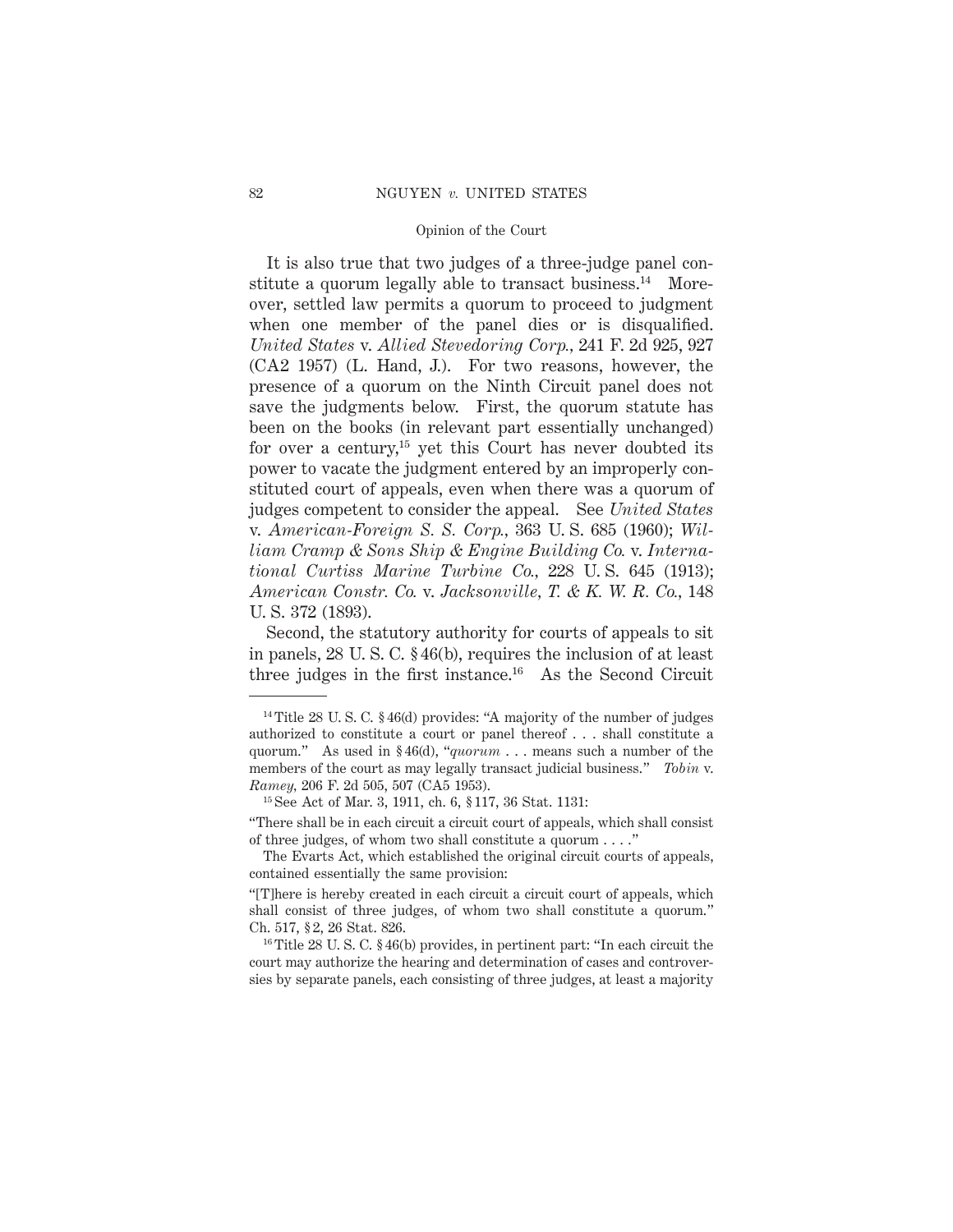It is also true that two judges of a three-judge panel constitute a quorum legally able to transact business.[14] Moreover, settled law permits a quorum to proceed to judgment when one member of the panel dies or is disqualified. *United States* v. *Allied Stevedoring Corp.*, 241 F. 2d 925, 927 (CA2 1957) (L. Hand, J.). For two reasons, however, the presence of a quorum on the Ninth Circuit panel does not save the judgments below. First, the quorum statute has been on the books (in relevant part essentially unchanged) for over a century,[15] yet this Court has never doubted its power to vacate the judgment entered by an improperly constituted court of appeals, even when there was a quorum of judges competent to consider the appeal. See *United States* v. *American-Foreign S. S. Corp.*, 363 U. S. 685 (1960); *William Cramp & Sons Ship & Engine Building Co.* v. *International Curtiss Marine Turbine Co.*, 228 U. S. 645 (1913); *American Constr. Co.* v. *Jacksonville, T. & K. W. R. Co.*, 148 U. S. 372 (1893).

Second, the statutory authority for courts of appeals to sit in panels, 28 U. S. C. § 46(b), requires the inclusion of at least three judges in the first instance.[16] As the Second Circuit

---

[14] Title 28 U. S. C. § 46(d) provides: "A majority of the number of judges authorized to constitute a court or panel thereof . . . shall constitute a quorum." As used in § 46(d), "*quorum* . . . means such a number of the members of the court as may legally transact judicial business." *Tobin* v. *Ramey*, 206 F. 2d 505, 507 (CA5 1953).

[15] See Act of Mar. 3, 1911, ch. 6, § 117, 36 Stat. 1131:

"There shall be in each circuit a circuit court of appeals, which shall consist of three judges, of whom two shall constitute a quorum . . . ."

The Evarts Act, which established the original circuit courts of appeals, contained essentially the same provision:

"[T]here is hereby created in each circuit a circuit court of appeals, which shall consist of three judges, of whom two shall constitute a quorum." Ch. 517, § 2, 26 Stat. 826.

[16] Title 28 U. S. C. § 46(b) provides, in pertinent part: "In each circuit the court may authorize the hearing and determination of cases and controversies by separate panels, each consisting of three judges, at least a majority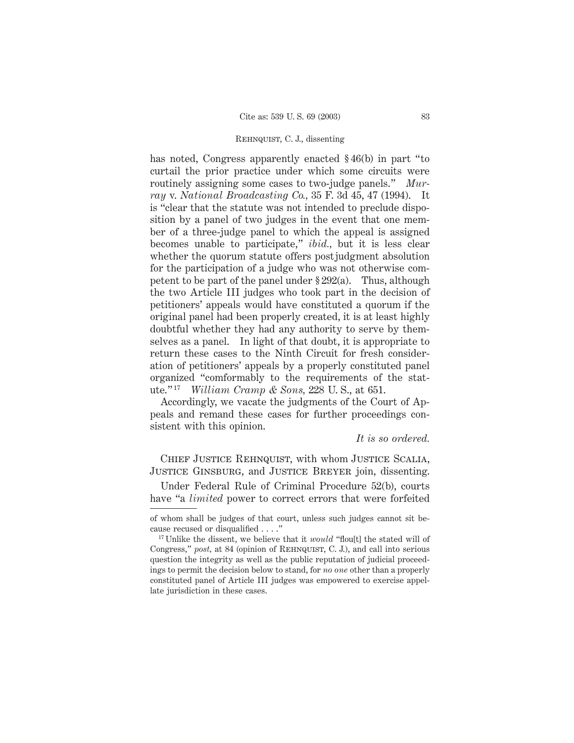has noted, Congress apparently enacted § 46(b) in part "to curtail the prior practice under which some circuits were routinely assigning some cases to two-judge panels." *Murray* v. *National Broadcasting Co.*, 35 F. 3d 45, 47 (1994). It is "clear that the statute was not intended to preclude disposition by a panel of two judges in the event that one member of a three-judge panel to which the appeal is assigned becomes unable to participate," *ibid.*, but it is less clear whether the quorum statute offers postjudgment absolution for the participation of a judge who was not otherwise competent to be part of the panel under § 292(a). Thus, although the two Article III judges who took part in the decision of petitioners' appeals would have constituted a quorum if the original panel had been properly created, it is at least highly doubtful whether they had any authority to serve by themselves as a panel. In light of that doubt, it is appropriate to return these cases to the Ninth Circuit for fresh consideration of petitioners' appeals by a properly constituted panel organized "comformably to the requirements of the statute."[17] *William Cramp & Sons*, 228 U. S., at 651.

Accordingly, we vacate the judgments of the Court of Appeals and remand these cases for further proceedings consistent with this opinion.

*It is so ordered.*

Chief Justice Rehnquist, with whom Justice Scalia, Justice Ginsburg, and Justice Breyer join, dissenting.

Under Federal Rule of Criminal Procedure 52(b), courts have "a *limited* power to correct errors that were forfeited

---

of whom shall be judges of that court, unless such judges cannot sit because recused or disqualified . . . ."

[17] Unlike the dissent, we believe that it *would* "flou[t] the stated will of Congress," *post*, at 84 (opinion of Rehnquist, C. J.), and call into serious question the integrity as well as the public reputation of judicial proceedings to permit the decision below to stand, for *no one* other than a properly constituted panel of Article III judges was empowered to exercise appellate jurisdiction in these cases.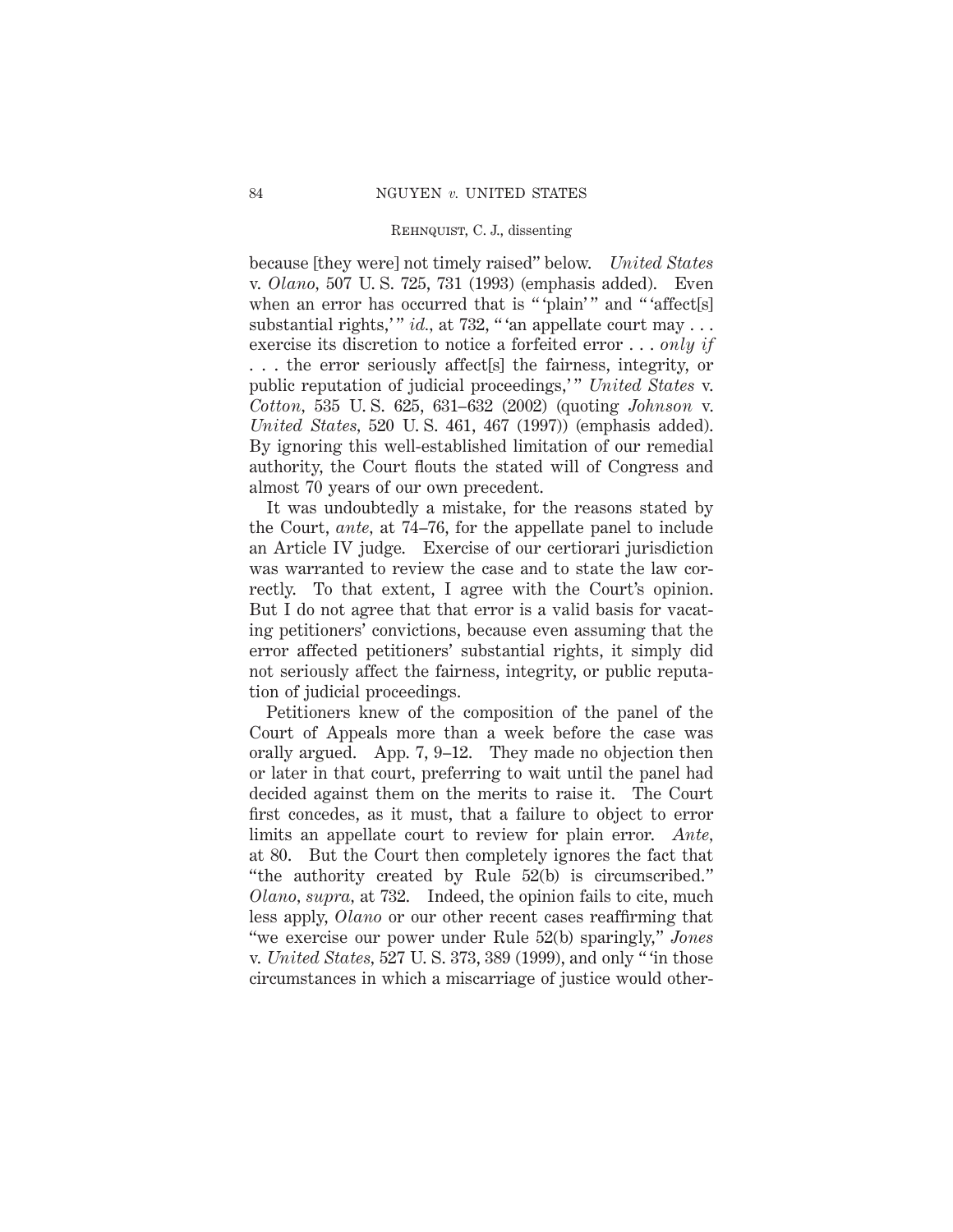because [they were] not timely raised" below. *United States* v. *Olano*, 507 U. S. 725, 731 (1993) (emphasis added). Even when an error has occurred that is " 'plain' " and " 'affect[s] substantial rights,' " *id.*, at 732, " 'an appellate court may . . . exercise its discretion to notice a forfeited error . . . *only if* . . . the error seriously affect[s] the fairness, integrity, or public reputation of judicial proceedings,' " *United States* v. *Cotton*, 535 U. S. 625, 631–632 (2002) (quoting *Johnson* v. *United States*, 520 U. S. 461, 467 (1997)) (emphasis added). By ignoring this well-established limitation of our remedial authority, the Court flouts the stated will of Congress and almost 70 years of our own precedent.

It was undoubtedly a mistake, for the reasons stated by the Court, *ante*, at 74–76, for the appellate panel to include an Article IV judge. Exercise of our certiorari jurisdiction was warranted to review the case and to state the law correctly. To that extent, I agree with the Court's opinion. But I do not agree that that error is a valid basis for vacating petitioners' convictions, because even assuming that the error affected petitioners' substantial rights, it simply did not seriously affect the fairness, integrity, or public reputation of judicial proceedings.

Petitioners knew of the composition of the panel of the Court of Appeals more than a week before the case was orally argued. App. 7, 9–12. They made no objection then or later in that court, preferring to wait until the panel had decided against them on the merits to raise it. The Court first concedes, as it must, that a failure to object to error limits an appellate court to review for plain error. *Ante*, at 80. But the Court then completely ignores the fact that "the authority created by Rule 52(b) is circumscribed." *Olano*, *supra*, at 732. Indeed, the opinion fails to cite, much less apply, *Olano* or our other recent cases reaffirming that "we exercise our power under Rule 52(b) sparingly," *Jones* v. *United States*, 527 U. S. 373, 389 (1999), and only " 'in those circumstances in which a miscarriage of justice would other-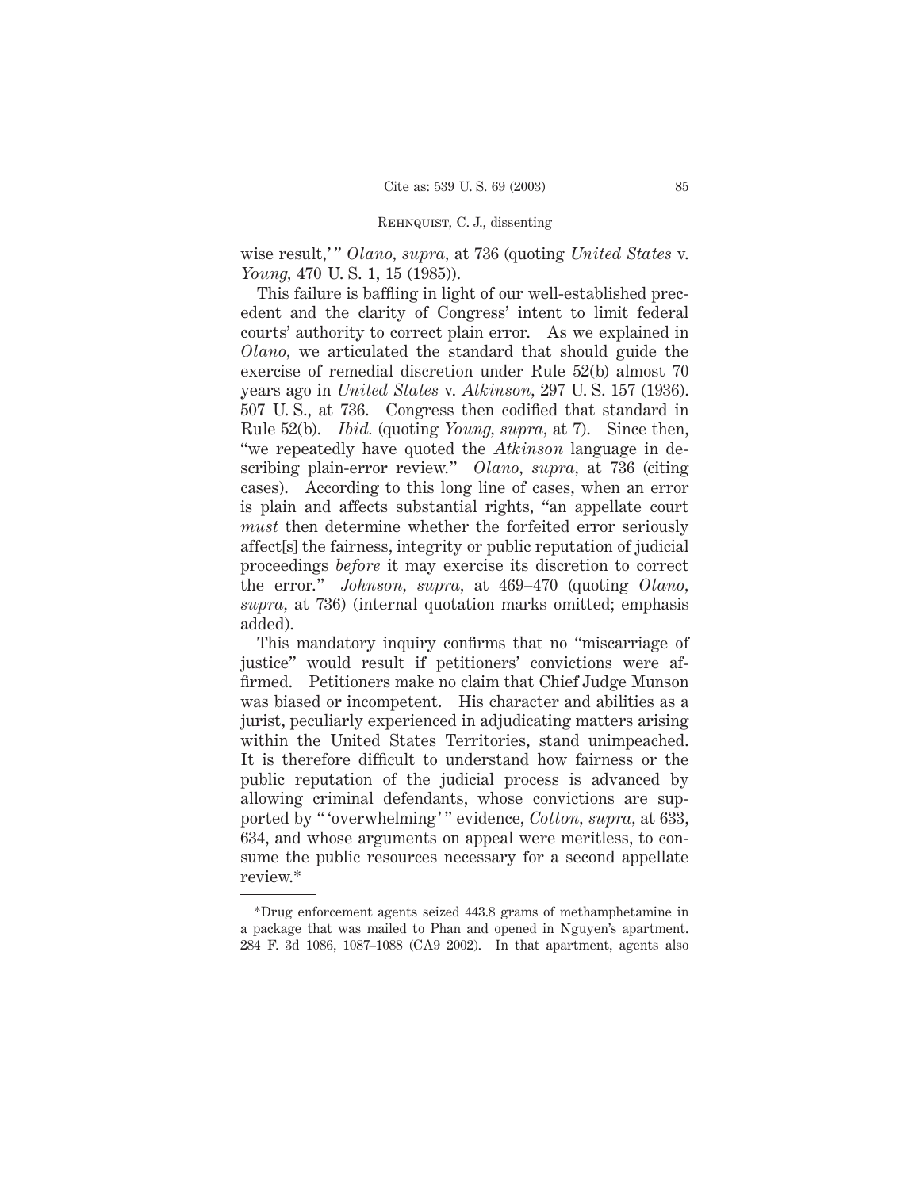wise result,'" *Olano*, *supra*, at 736 (quoting *United States* v. *Young*, 470 U. S. 1, 15 (1985)).

This failure is baffling in light of our well-established precedent and the clarity of Congress' intent to limit federal courts' authority to correct plain error. As we explained in *Olano*, we articulated the standard that should guide the exercise of remedial discretion under Rule 52(b) almost 70 years ago in *United States* v. *Atkinson*, 297 U. S. 157 (1936). 507 U. S., at 736. Congress then codified that standard in Rule 52(b). *Ibid.* (quoting *Young*, *supra*, at 7). Since then, "we repeatedly have quoted the *Atkinson* language in describing plain-error review." *Olano*, *supra*, at 736 (citing cases). According to this long line of cases, when an error is plain and affects substantial rights, "an appellate court *must* then determine whether the forfeited error seriously affect[s] the fairness, integrity or public reputation of judicial proceedings *before* it may exercise its discretion to correct the error." *Johnson*, *supra*, at 469–470 (quoting *Olano*, *supra*, at 736) (internal quotation marks omitted; emphasis added).

This mandatory inquiry confirms that no "miscarriage of justice" would result if petitioners' convictions were affirmed. Petitioners make no claim that Chief Judge Munson was biased or incompetent. His character and abilities as a jurist, peculiarly experienced in adjudicating matters arising within the United States Territories, stand unimpeached. It is therefore difficult to understand how fairness or the public reputation of the judicial process is advanced by allowing criminal defendants, whose convictions are supported by "'overwhelming'" evidence, *Cotton*, *supra*, at 633, 634, and whose arguments on appeal were meritless, to consume the public resources necessary for a second appellate review.*

---

*Drug enforcement agents seized 443.8 grams of methamphetamine in a package that was mailed to Phan and opened in Nguyen's apartment. 284 F. 3d 1086, 1087–1088 (CA9 2002). In that apartment, agents also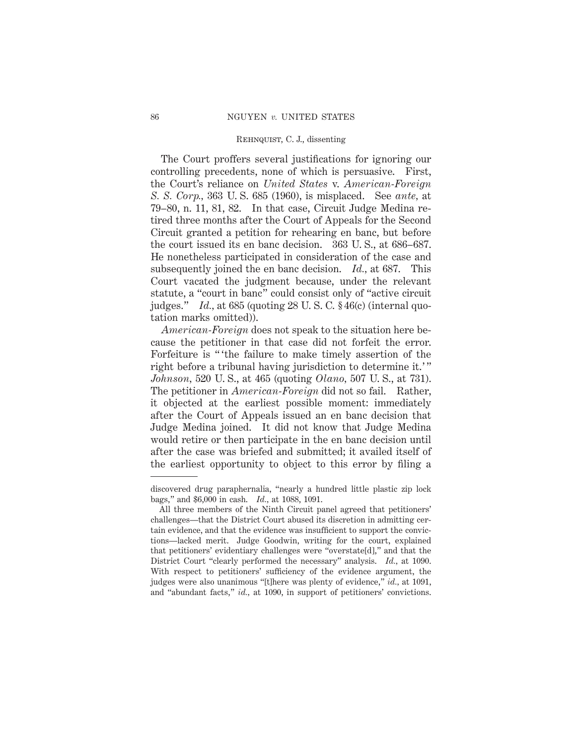The Court proffers several justifications for ignoring our controlling precedents, none of which is persuasive. First, the Court's reliance on *United States* v. *American-Foreign S. S. Corp.*, 363 U. S. 685 (1960), is misplaced. See *ante*, at 79–80, n. 11, 81, 82. In that case, Circuit Judge Medina retired three months after the Court of Appeals for the Second Circuit granted a petition for rehearing en banc, but before the court issued its en banc decision. 363 U. S., at 686–687. He nonetheless participated in consideration of the case and subsequently joined the en banc decision. *Id.*, at 687. This Court vacated the judgment because, under the relevant statute, a "court in banc" could consist only of "active circuit judges." *Id.*, at 685 (quoting 28 U. S. C. § 46(c) (internal quotation marks omitted)).

*American-Foreign* does not speak to the situation here because the petitioner in that case did not forfeit the error. Forfeiture is " 'the failure to make timely assertion of the right before a tribunal having jurisdiction to determine it.' " *Johnson*, 520 U. S., at 465 (quoting *Olano*, 507 U. S., at 731). The petitioner in *American-Foreign* did not so fail. Rather, it objected at the earliest possible moment: immediately after the Court of Appeals issued an en banc decision that Judge Medina joined. It did not know that Judge Medina would retire or then participate in the en banc decision until after the case was briefed and submitted; it availed itself of the earliest opportunity to object to this error by filing a

---

discovered drug paraphernalia, "nearly a hundred little plastic zip lock bags," and $6,000 in cash. *Id.*, at 1088, 1091.

All three members of the Ninth Circuit panel agreed that petitioners' challenges—that the District Court abused its discretion in admitting certain evidence, and that the evidence was insufficient to support the convictions—lacked merit. Judge Goodwin, writing for the court, explained that petitioners' evidentiary challenges were "overstate[d]," and that the District Court "clearly performed the necessary" analysis. *Id.*, at 1090. With respect to petitioners' sufficiency of the evidence argument, the judges were also unanimous "[t]here was plenty of evidence," *id.*, at 1091, and "abundant facts," *id.*, at 1090, in support of petitioners' convictions.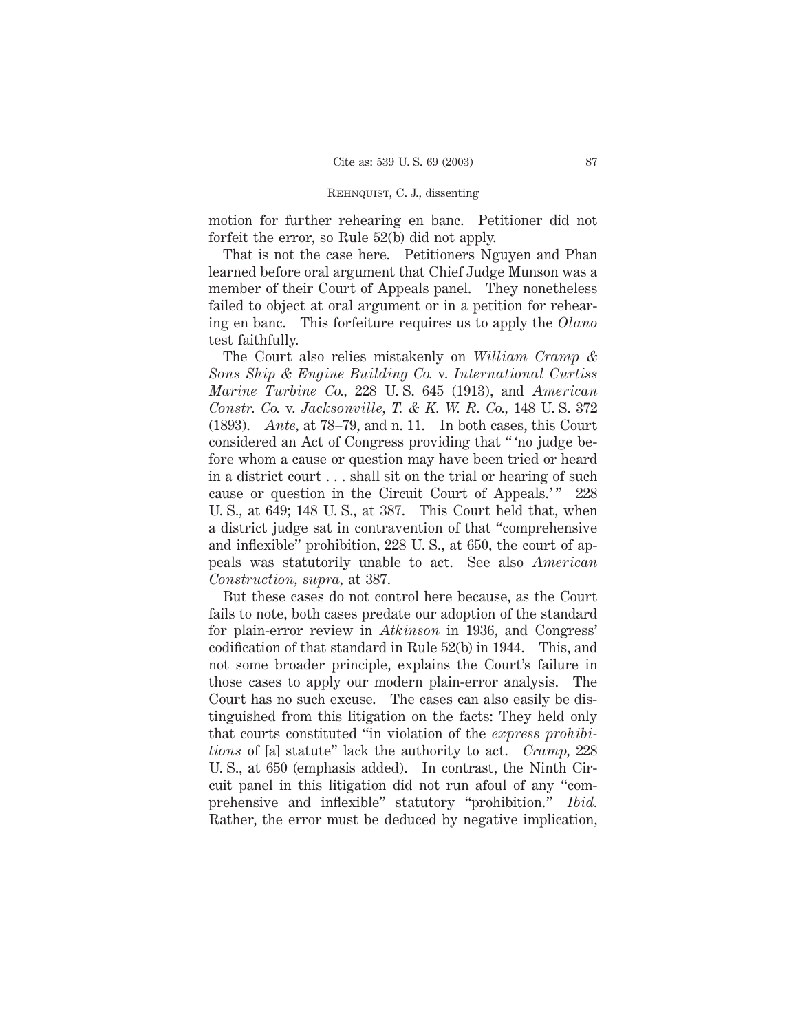motion for further rehearing en banc. Petitioner did not forfeit the error, so Rule 52(b) did not apply.

That is not the case here. Petitioners Nguyen and Phan learned before oral argument that Chief Judge Munson was a member of their Court of Appeals panel. They nonetheless failed to object at oral argument or in a petition for rehearing en banc. This forfeiture requires us to apply the *Olano* test faithfully.

The Court also relies mistakenly on *William Cramp & Sons Ship & Engine Building Co.* v. *International Curtiss Marine Turbine Co.*, 228 U. S. 645 (1913), and *American Constr. Co.* v. *Jacksonville, T. & K. W. R. Co.*, 148 U. S. 372 (1893). *Ante*, at 78–79, and n. 11. In both cases, this Court considered an Act of Congress providing that " 'no judge before whom a cause or question may have been tried or heard in a district court . . . shall sit on the trial or hearing of such cause or question in the Circuit Court of Appeals.' " 228 U. S., at 649; 148 U. S., at 387. This Court held that, when a district judge sat in contravention of that "comprehensive and inflexible" prohibition, 228 U. S., at 650, the court of appeals was statutorily unable to act. See also *American Construction*, *supra*, at 387.

But these cases do not control here because, as the Court fails to note, both cases predate our adoption of the standard for plain-error review in *Atkinson* in 1936, and Congress' codification of that standard in Rule 52(b) in 1944. This, and not some broader principle, explains the Court's failure in those cases to apply our modern plain-error analysis. The Court has no such excuse. The cases can also easily be distinguished from this litigation on the facts: They held only that courts constituted "in violation of the *express prohibitions* of [a] statute" lack the authority to act. *Cramp*, 228 U. S., at 650 (emphasis added). In contrast, the Ninth Circuit panel in this litigation did not run afoul of any "comprehensive and inflexible" statutory "prohibition." *Ibid.* Rather, the error must be deduced by negative implication,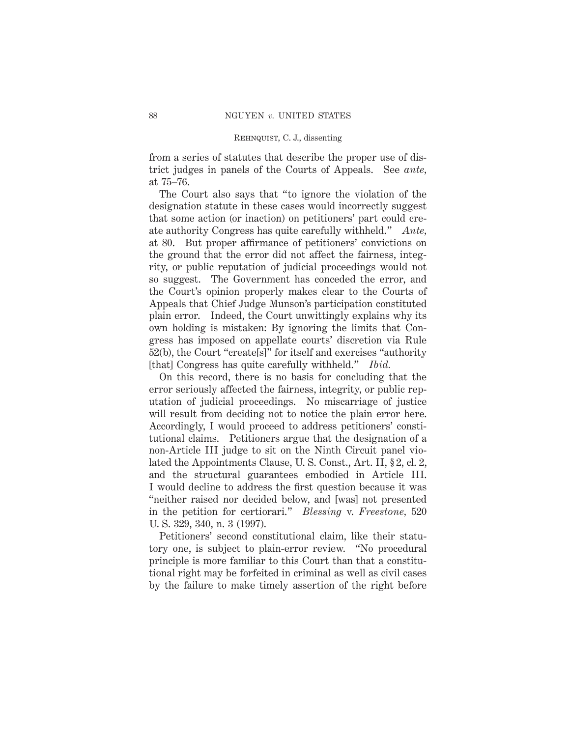from a series of statutes that describe the proper use of district judges in panels of the Courts of Appeals. See *ante,* at 75–76.

The Court also says that "to ignore the violation of the designation statute in these cases would incorrectly suggest that some action (or inaction) on petitioners' part could create authority Congress has quite carefully withheld." *Ante,* at 80. But proper affirmance of petitioners' convictions on the ground that the error did not affect the fairness, integrity, or public reputation of judicial proceedings would not so suggest. The Government has conceded the error, and the Court's opinion properly makes clear to the Courts of Appeals that Chief Judge Munson's participation constituted plain error. Indeed, the Court unwittingly explains why its own holding is mistaken: By ignoring the limits that Congress has imposed on appellate courts' discretion via Rule 52(b), the Court "create[s]" for itself and exercises "authority [that] Congress has quite carefully withheld." *Ibid.*

On this record, there is no basis for concluding that the error seriously affected the fairness, integrity, or public reputation of judicial proceedings. No miscarriage of justice will result from deciding not to notice the plain error here. Accordingly, I would proceed to address petitioners' constitutional claims. Petitioners argue that the designation of a non-Article III judge to sit on the Ninth Circuit panel violated the Appointments Clause, U. S. Const., Art. II, § 2, cl. 2, and the structural guarantees embodied in Article III. I would decline to address the first question because it was "neither raised nor decided below, and [was] not presented in the petition for certiorari." *Blessing* v. *Freestone,* 520 U. S. 329, 340, n. 3 (1997).

Petitioners' second constitutional claim, like their statutory one, is subject to plain-error review. "No procedural principle is more familiar to this Court than that a constitutional right may be forfeited in criminal as well as civil cases by the failure to make timely assertion of the right before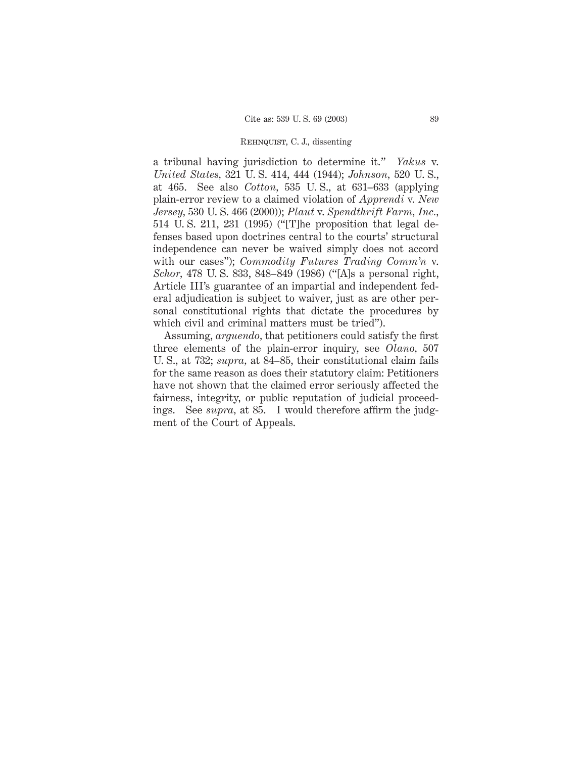a tribunal having jurisdiction to determine it." *Yakus* v. *United States,* 321 U. S. 414, 444 (1944); *Johnson,* 520 U. S., at 465. See also *Cotton,* 535 U. S., at 631–633 (applying plain-error review to a claimed violation of *Apprendi* v. *New Jersey,* 530 U. S. 466 (2000)); *Plaut* v. *Spendthrift Farm, Inc.,* 514 U. S. 211, 231 (1995) ("[T]he proposition that legal defenses based upon doctrines central to the courts' structural independence can never be waived simply does not accord with our cases"); *Commodity Futures Trading Comm'n* v. *Schor,* 478 U. S. 833, 848–849 (1986) ("[A]s a personal right, Article III's guarantee of an impartial and independent federal adjudication is subject to waiver, just as are other personal constitutional rights that dictate the procedures by which civil and criminal matters must be tried").

Assuming, *arguendo,* that petitioners could satisfy the first three elements of the plain-error inquiry, see *Olano,* 507 U. S., at 732; *supra,* at 84–85, their constitutional claim fails for the same reason as does their statutory claim: Petitioners have not shown that the claimed error seriously affected the fairness, integrity, or public reputation of judicial proceedings. See *supra,* at 85. I would therefore affirm the judgment of the Court of Appeals.